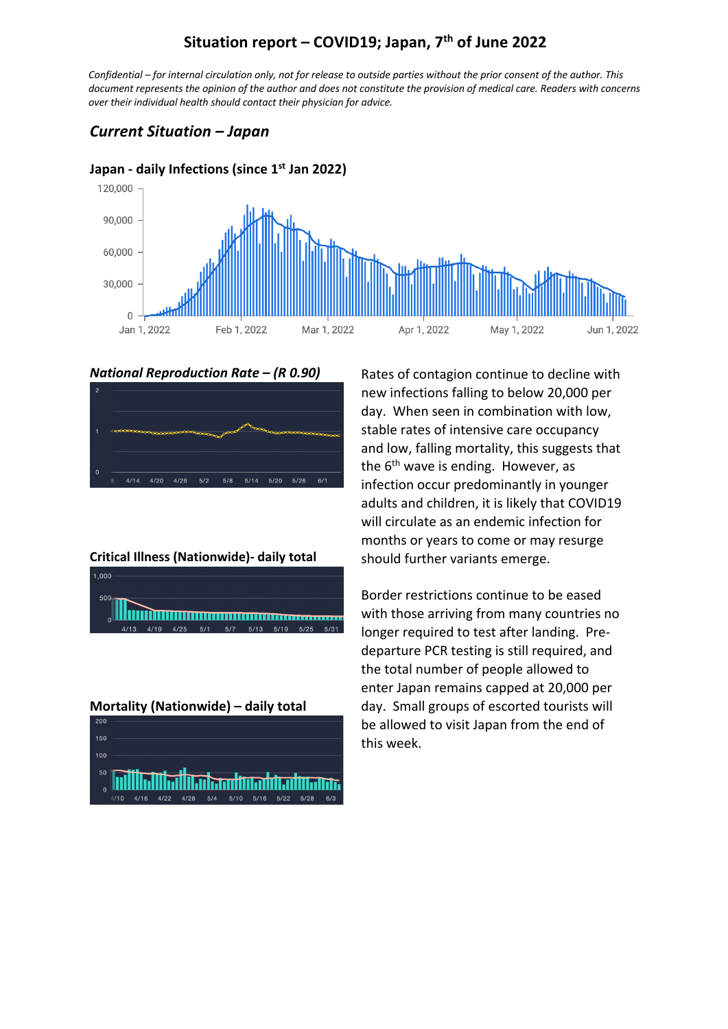# Situation report – COVID19; Japan, 7th of June 2022

*Confidential – for internal circulation only, not for release to outside parties without the prior consent of the author. This document represents the opinion of the author and does not constitute the provision of medical care. Readers with concerns over their individual health should contact their physician for advice.*

## *Current Situation – Japan*

**Japan - daily Infections (since 1st Jan 2022)**

***National Reproduction Rate – (R 0.90)***

**Critical Illness (Nationwide)- daily total**

**Mortality (Nationwide) – daily total**

Rates of contagion continue to decline with new infections falling to below 20,000 per day. When seen in combination with low, stable rates of intensive care occupancy and low, falling mortality, this suggests that the 6th wave is ending. However, as infection occur predominantly in younger adults and children, it is likely that COVID19 will circulate as an endemic infection for months or years to come or may resurge should further variants emerge.

Border restrictions continue to be eased with those arriving from many countries no longer required to test after landing. Pre-departure PCR testing is still required, and the total number of people allowed to enter Japan remains capped at 20,000 per day. Small groups of escorted tourists will be allowed to visit Japan from the end of this week.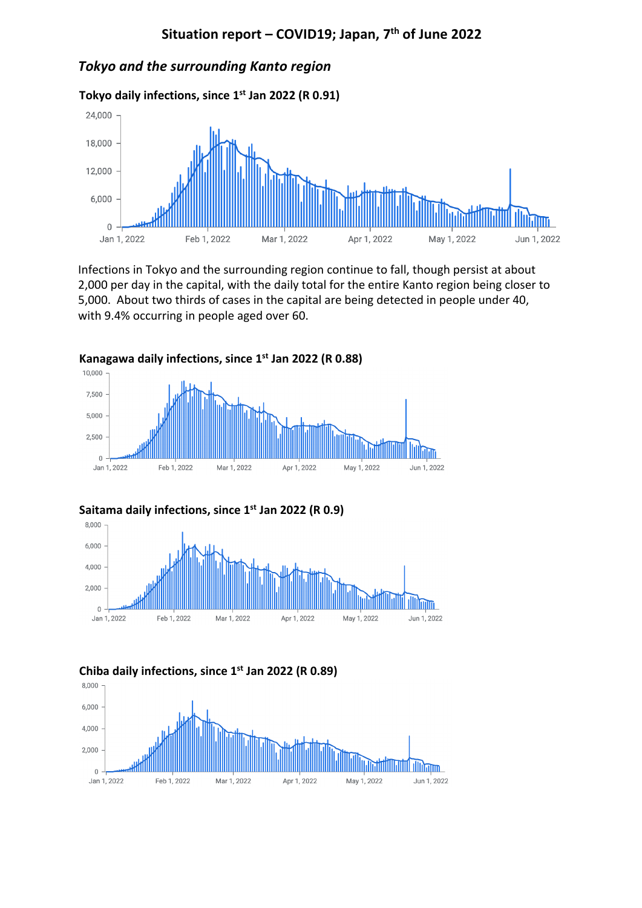# Situation report – COVID19; Japan, 7th of June 2022

## *Tokyo and the surrounding Kanto region*

**Tokyo daily infections, since 1st Jan 2022 (R 0.91)**

Infections in Tokyo and the surrounding region continue to fall, though persist at about 2,000 per day in the capital, with the daily total for the entire Kanto region being closer to 5,000. About two thirds of cases in the capital are being detected in people under 40, with 9.4% occurring in people aged over 60.

**Kanagawa daily infections, since 1st Jan 2022 (R 0.88)**

**Saitama daily infections, since 1st Jan 2022 (R 0.9)**

**Chiba daily infections, since 1st Jan 2022 (R 0.89)**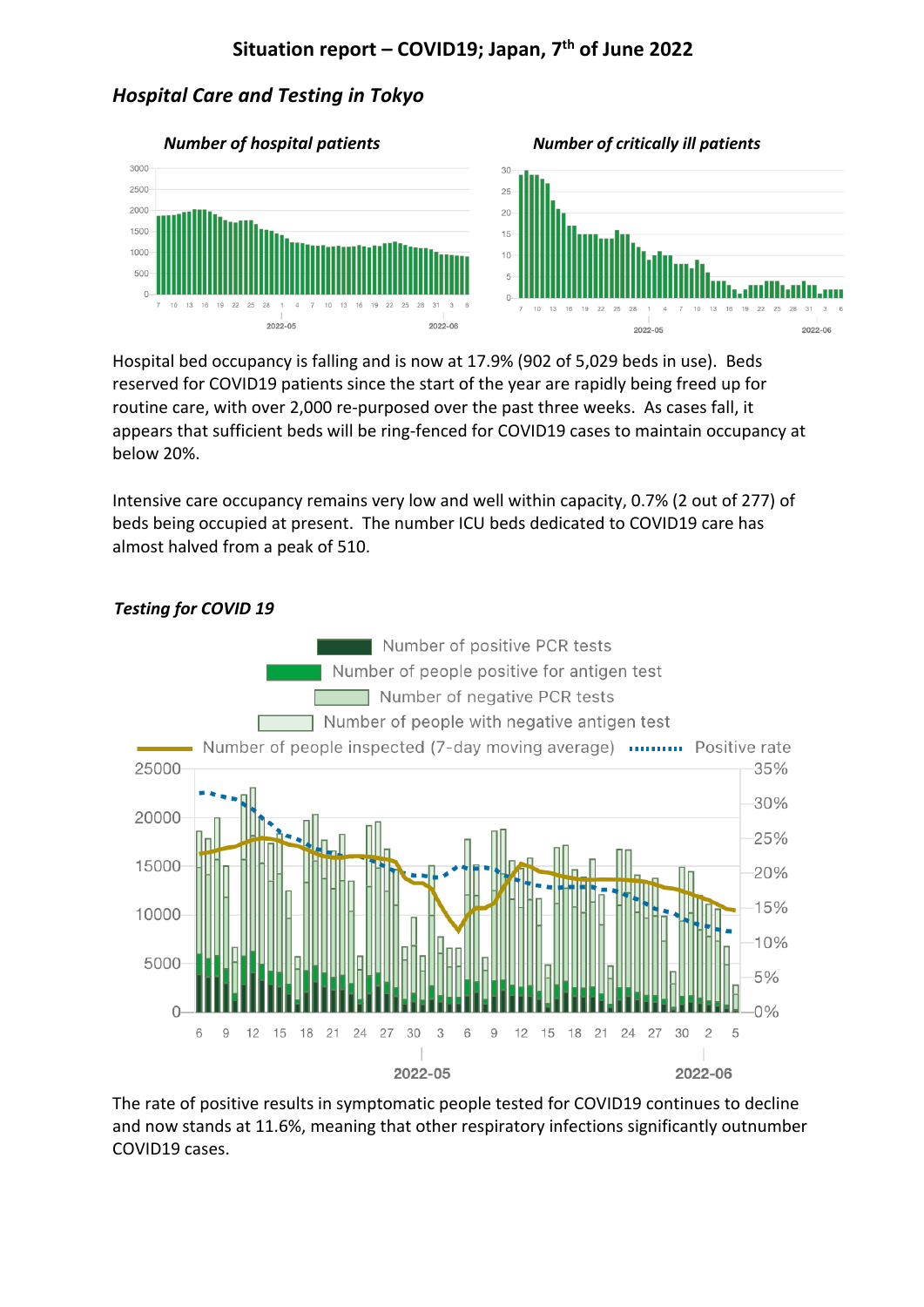**Situation report – COVID19; Japan, 7th of June 2022**

## *Hospital Care and Testing in Tokyo*

***Number of hospital patients***

***Number of critically ill patients***

Hospital bed occupancy is falling and is now at 17.9% (902 of 5,029 beds in use). Beds reserved for COVID19 patients since the start of the year are rapidly being freed up for routine care, with over 2,000 re-purposed over the past three weeks. As cases fall, it appears that sufficient beds will be ring-fenced for COVID19 cases to maintain occupancy at below 20%.

Intensive care occupancy remains very low and well within capacity, 0.7% (2 out of 277) of beds being occupied at present. The number ICU beds dedicated to COVID19 care has almost halved from a peak of 510.

### *Testing for COVID 19*

The rate of positive results in symptomatic people tested for COVID19 continues to decline and now stands at 11.6%, meaning that other respiratory infections significantly outnumber COVID19 cases.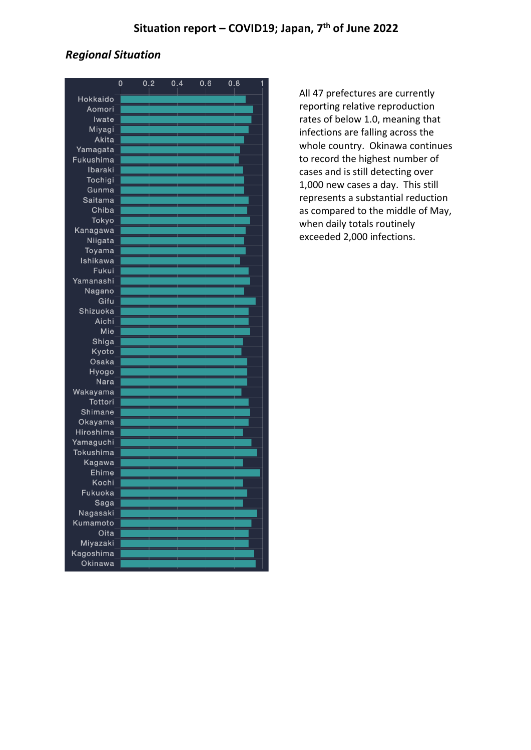## Situation report – COVID19; Japan, 7th of June 2022

### *Regional Situation*

All 47 prefectures are currently reporting relative reproduction rates of below 1.0, meaning that infections are falling across the whole country. Okinawa continues to record the highest number of cases and is still detecting over 1,000 new cases a day. This still represents a substantial reduction as compared to the middle of May, when daily totals routinely exceeded 2,000 infections.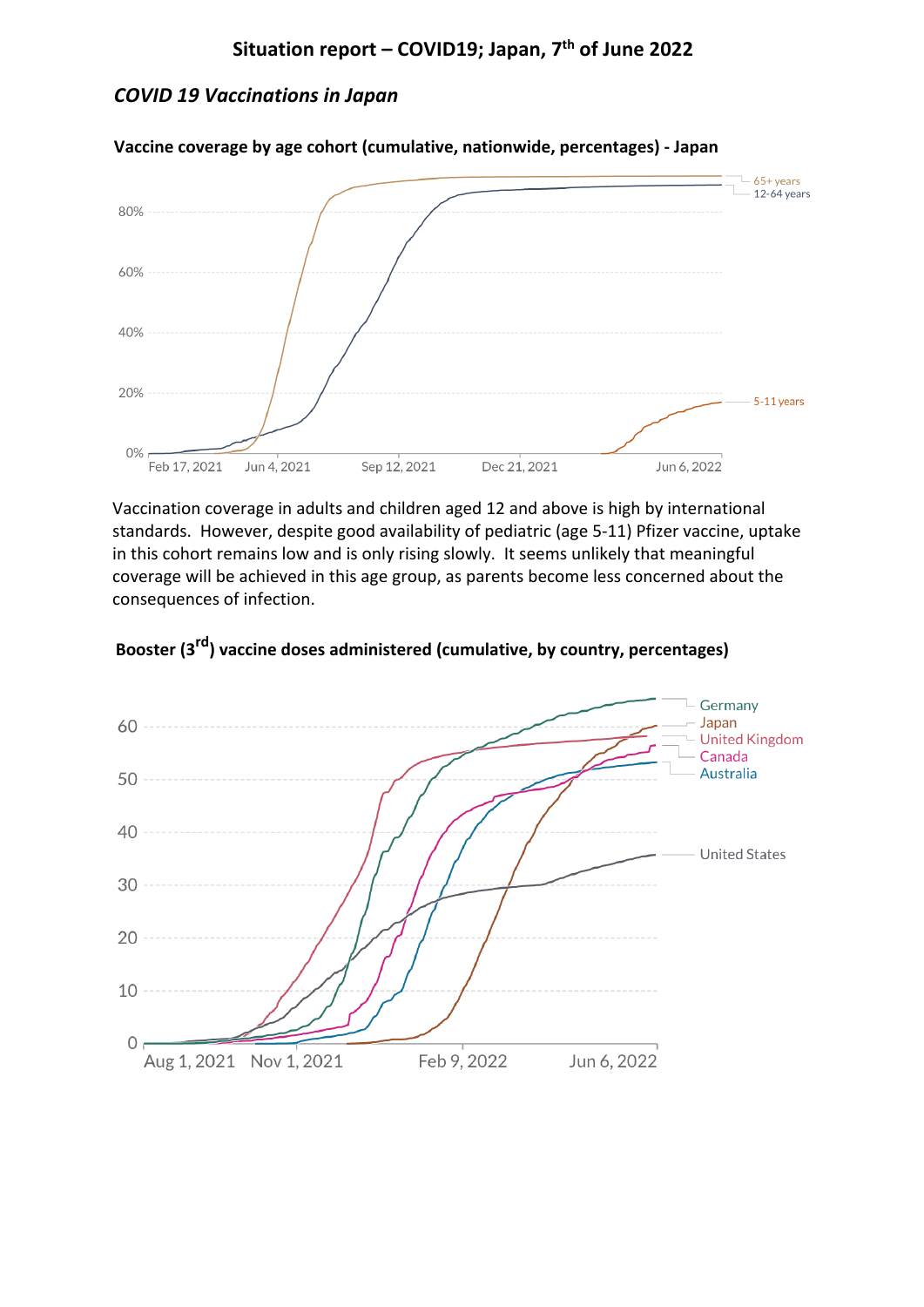## Situation report – COVID19; Japan, 7th of June 2022

### *COVID 19 Vaccinations in Japan*

**Vaccine coverage by age cohort (cumulative, nationwide, percentages) - Japan**

Vaccination coverage in adults and children aged 12 and above is high by international standards. However, despite good availability of pediatric (age 5-11) Pfizer vaccine, uptake in this cohort remains low and is only rising slowly. It seems unlikely that meaningful coverage will be achieved in this age group, as parents become less concerned about the consequences of infection.

**Booster (3rd) vaccine doses administered (cumulative, by country, percentages)**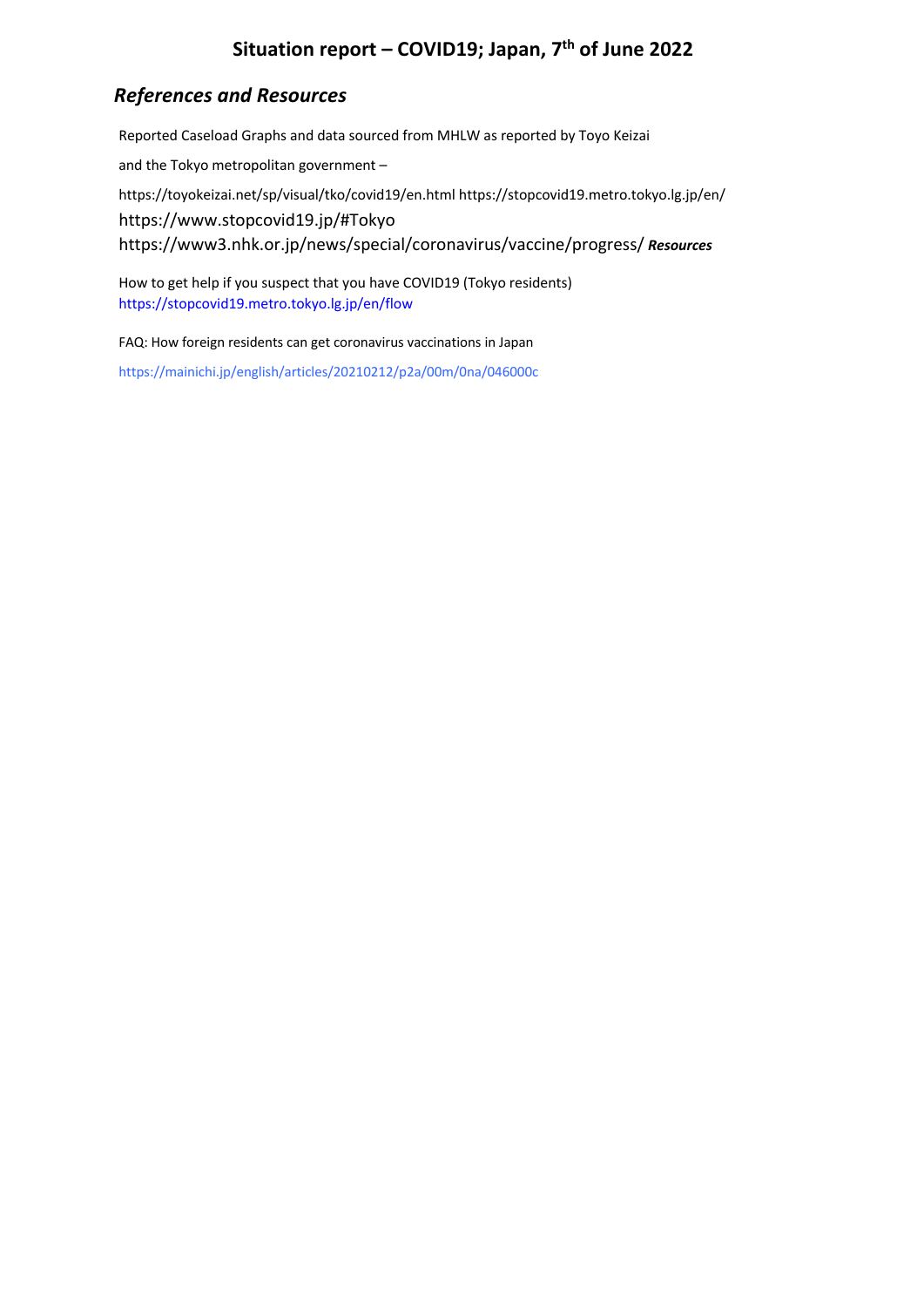## *References and Resources*

Reported Caseload Graphs and data sourced from MHLW as reported by Toyo Keizai

and the Tokyo metropolitan government –

https://toyokeizai.net/sp/visual/tko/covid19/en.html https://stopcovid19.metro.tokyo.lg.jp/en/
https://www.stopcovid19.jp/#Tokyo
https://www3.nhk.or.jp/news/special/coronavirus/vaccine/progress/ ***Resources***

How to get help if you suspect that you have COVID19 (Tokyo residents)
https://stopcovid19.metro.tokyo.lg.jp/en/flow

FAQ: How foreign residents can get coronavirus vaccinations in Japan

https://mainichi.jp/english/articles/20210212/p2a/00m/0na/046000c